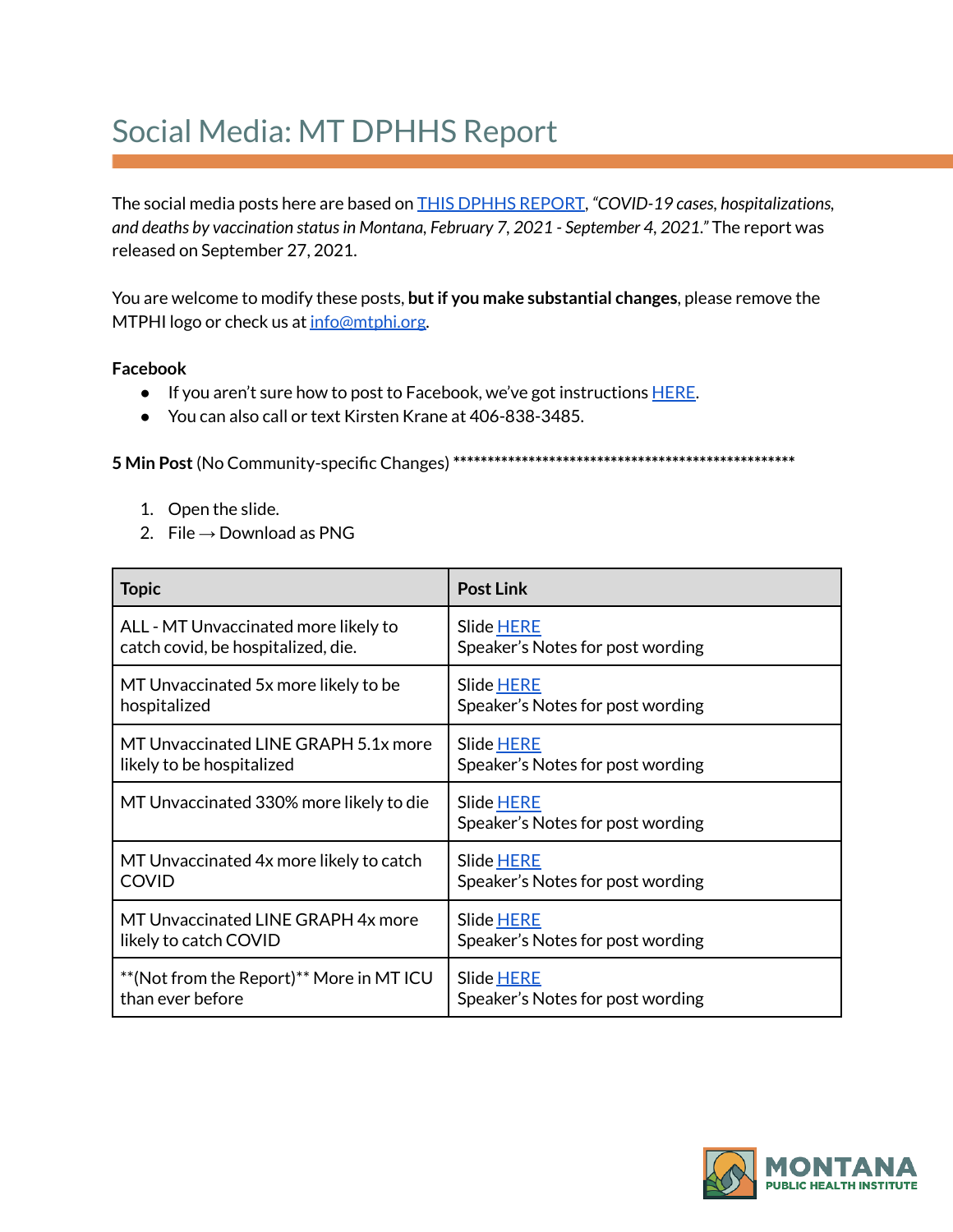# Social Media: MT DPHHS Report

The social media posts here are based on THIS DPHHS REPORT, *"COVID-19 cases, hospitalizations, and deaths by vaccination status in Montana, February 7, 2021 - September 4, 2021."* The report was released on September 27, 2021.

You are welcome to modify these posts, **but if you make substantial changes**, please remove the MTPHI logo or check us at info@mtphi.org.

**Facebook**

- If you aren't sure how to post to Facebook, we've got instructions HERE.
- You can also call or text Kirsten Krane at 406-838-3485.

**5 Min Post** (No Community-specific Changes) ****************************************************

1. Open the slide.
2. File → Download as PNG

| Topic | Post Link |
|---|---|
| ALL - MT Unvaccinated more likely to catch covid, be hospitalized, die. | Slide HERE<br>Speaker's Notes for post wording |
| MT Unvaccinated 5x more likely to be hospitalized | Slide HERE<br>Speaker's Notes for post wording |
| MT Unvaccinated LINE GRAPH 5.1x more likely to be hospitalized | Slide HERE<br>Speaker's Notes for post wording |
| MT Unvaccinated 330% more likely to die | Slide HERE<br>Speaker's Notes for post wording |
| MT Unvaccinated 4x more likely to catch COVID | Slide HERE<br>Speaker's Notes for post wording |
| MT Unvaccinated LINE GRAPH 4x more likely to catch COVID | Slide HERE<br>Speaker's Notes for post wording |
| **(Not from the Report)** More in MT ICU than ever before | Slide HERE<br>Speaker's Notes for post wording |

MONTANA PUBLIC HEALTH INSTITUTE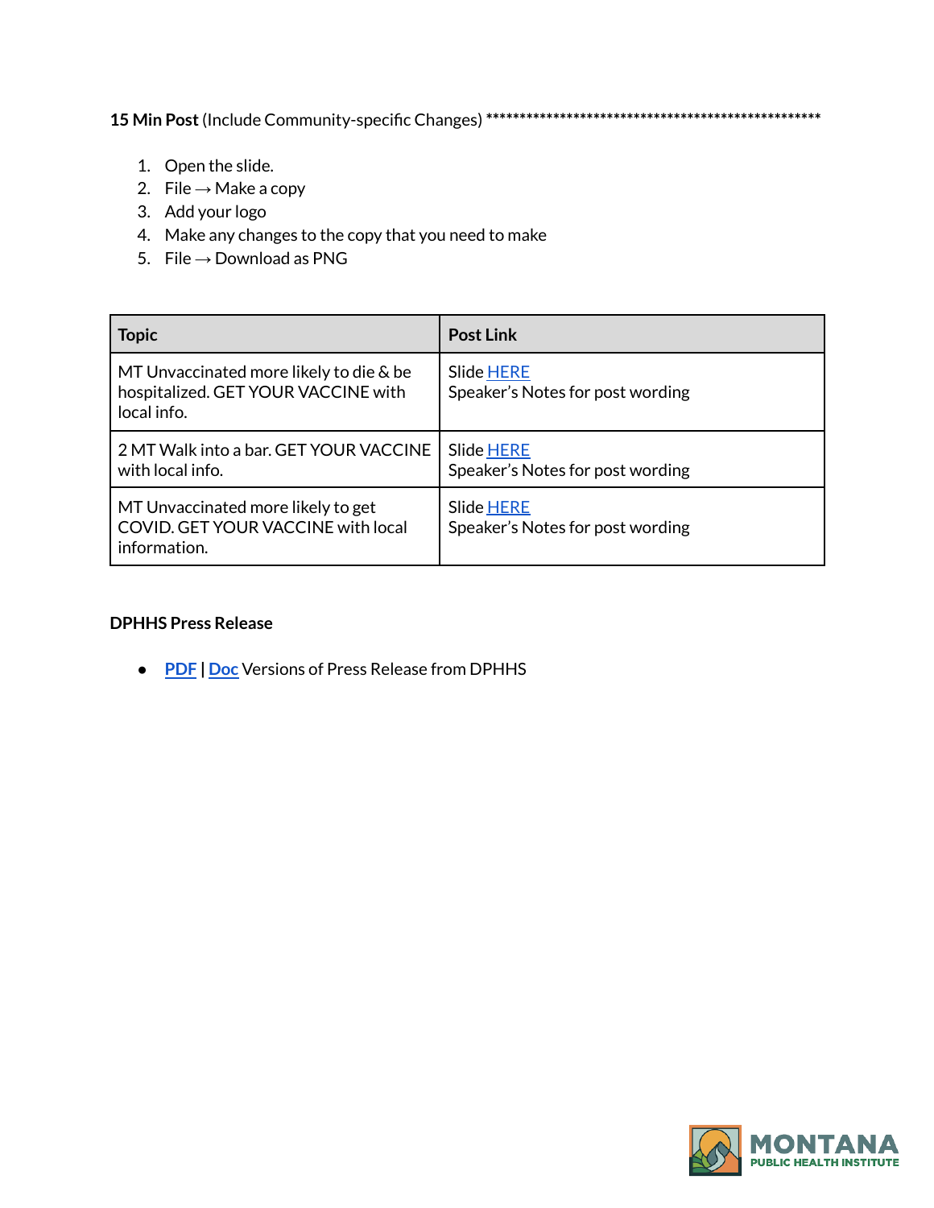**15 Min Post** (Include Community-specific Changes) ****************************************************

1. Open the slide.
2. File → Make a copy
3. Add your logo
4. Make any changes to the copy that you need to make
5. File → Download as PNG

| Topic | Post Link |
|---|---|
| MT Unvaccinated more likely to die & be hospitalized. GET YOUR VACCINE with local info. | Slide HERE<br>Speaker's Notes for post wording |
| 2 MT Walk into a bar. GET YOUR VACCINE with local info. | Slide HERE<br>Speaker's Notes for post wording |
| MT Unvaccinated more likely to get COVID. GET YOUR VACCINE with local information. | Slide HERE<br>Speaker's Notes for post wording |

**DPHHS Press Release**

- **PDF** | **Doc** Versions of Press Release from DPHHS

MONTANA PUBLIC HEALTH INSTITUTE